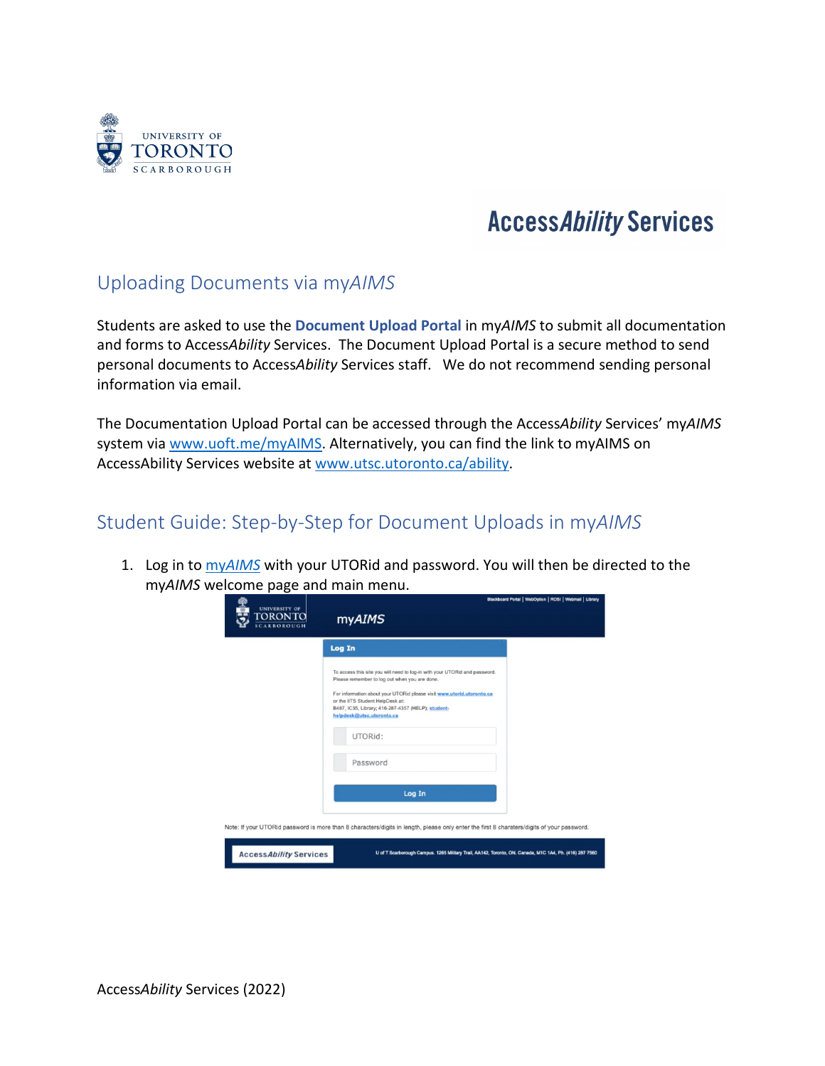# Access*Ability* Services

## Uploading Documents via my*AIMS*

Students are asked to use the **Document Upload Portal** in my*AIMS* to submit all documentation and forms to Access*Ability* Services. The Document Upload Portal is a secure method to send personal documents to Access*Ability* Services staff. We do not recommend sending personal information via email.

The Documentation Upload Portal can be accessed through the Access*Ability* Services' my*AIMS* system via [www.uoft.me/myAIMS](www.uoft.me/myAIMS). Alternatively, you can find the link to myAIMS on AccessAbility Services website at [www.utsc.utoronto.ca/ability](www.utsc.utoronto.ca/ability).

## Student Guide: Step-by-Step for Document Uploads in my*AIMS*

1. Log in to [my*AIMS*]() with your UTORid and password. You will then be directed to the my*AIMS* welcome page and main menu.

Access*Ability* Services (2022)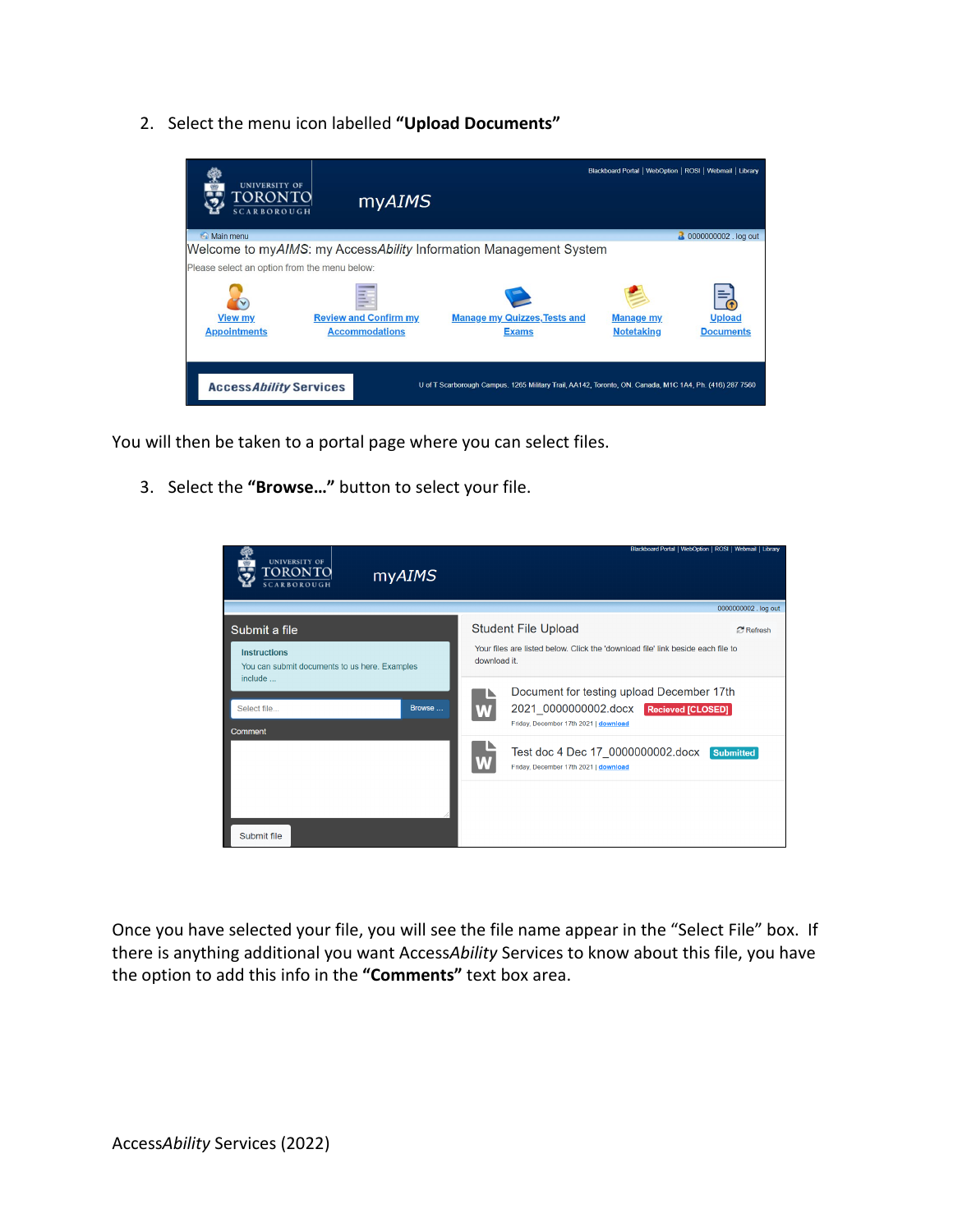2. Select the menu icon labelled **"Upload Documents"**

You will then be taken to a portal page where you can select files.

3. Select the **"Browse…"** button to select your file.

Once you have selected your file, you will see the file name appear in the "Select File" box. If there is anything additional you want Access*Ability* Services to know about this file, you have the option to add this info in the **"Comments"** text box area.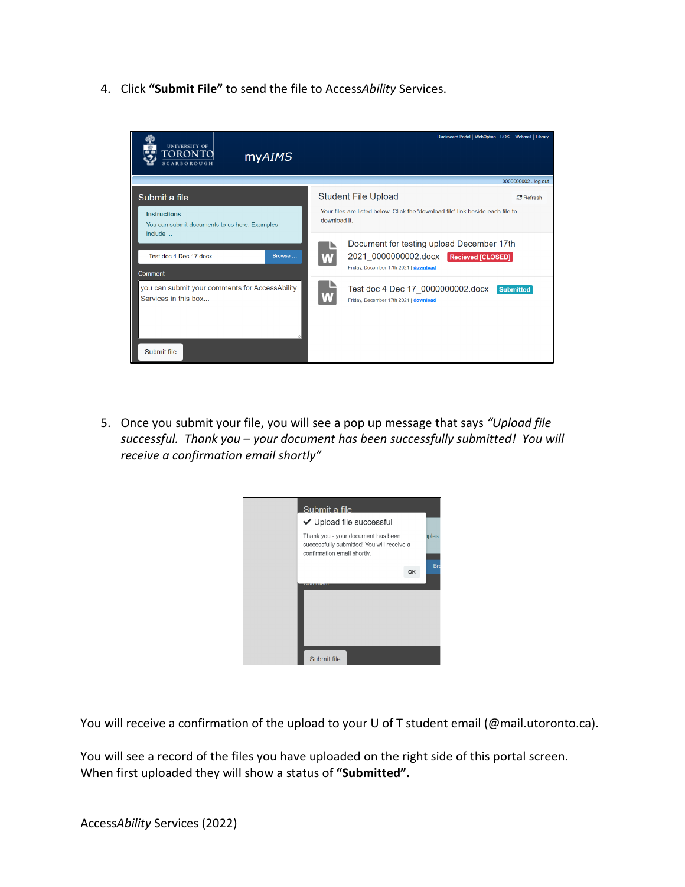4. Click **"Submit File"** to send the file to Access*Ability* Services.

5. Once you submit your file, you will see a pop up message that says *"Upload file successful. Thank you – your document has been successfully submitted! You will receive a confirmation email shortly"*

You will receive a confirmation of the upload to your U of T student email (@mail.utoronto.ca).

You will see a record of the files you have uploaded on the right side of this portal screen. When first uploaded they will show a status of **"Submitted".**

Access*Ability* Services (2022)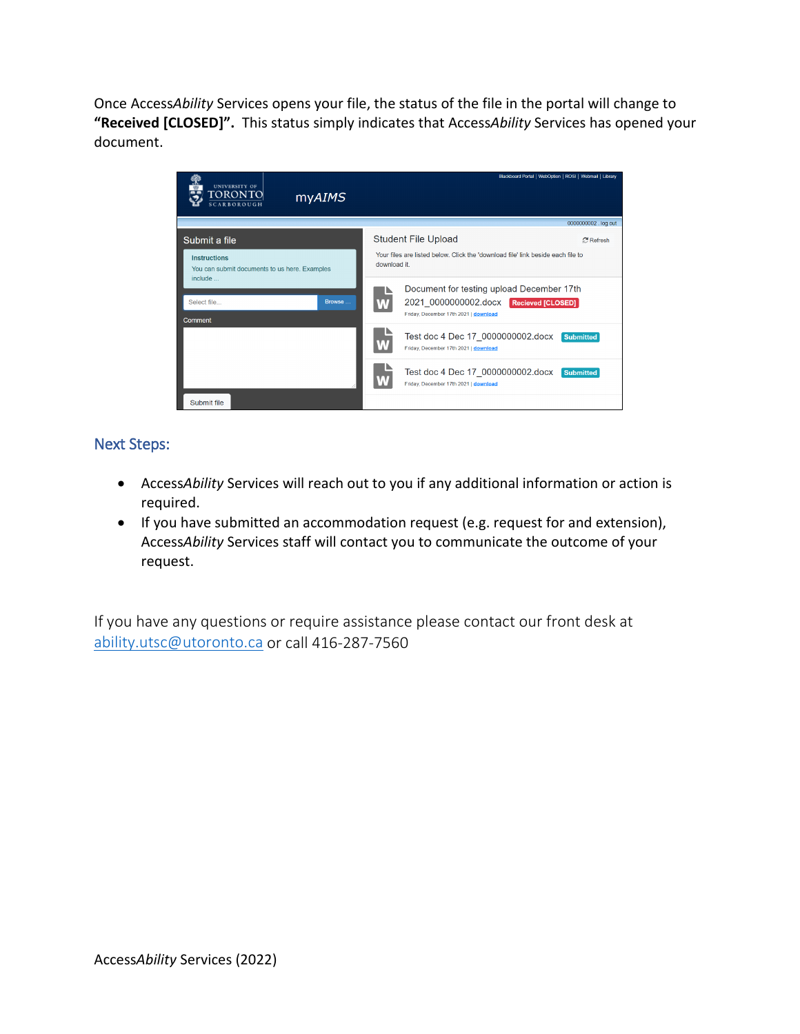Once Access*Ability* Services opens your file, the status of the file in the portal will change to **"Received [CLOSED]".** This status simply indicates that Access*Ability* Services has opened your document.

## Next Steps:

- Access*Ability* Services will reach out to you if any additional information or action is required.
- If you have submitted an accommodation request (e.g. request for and extension), Access*Ability* Services staff will contact you to communicate the outcome of your request.

If you have any questions or require assistance please contact our front desk at ability.utsc@utoronto.ca or call 416-287-7560